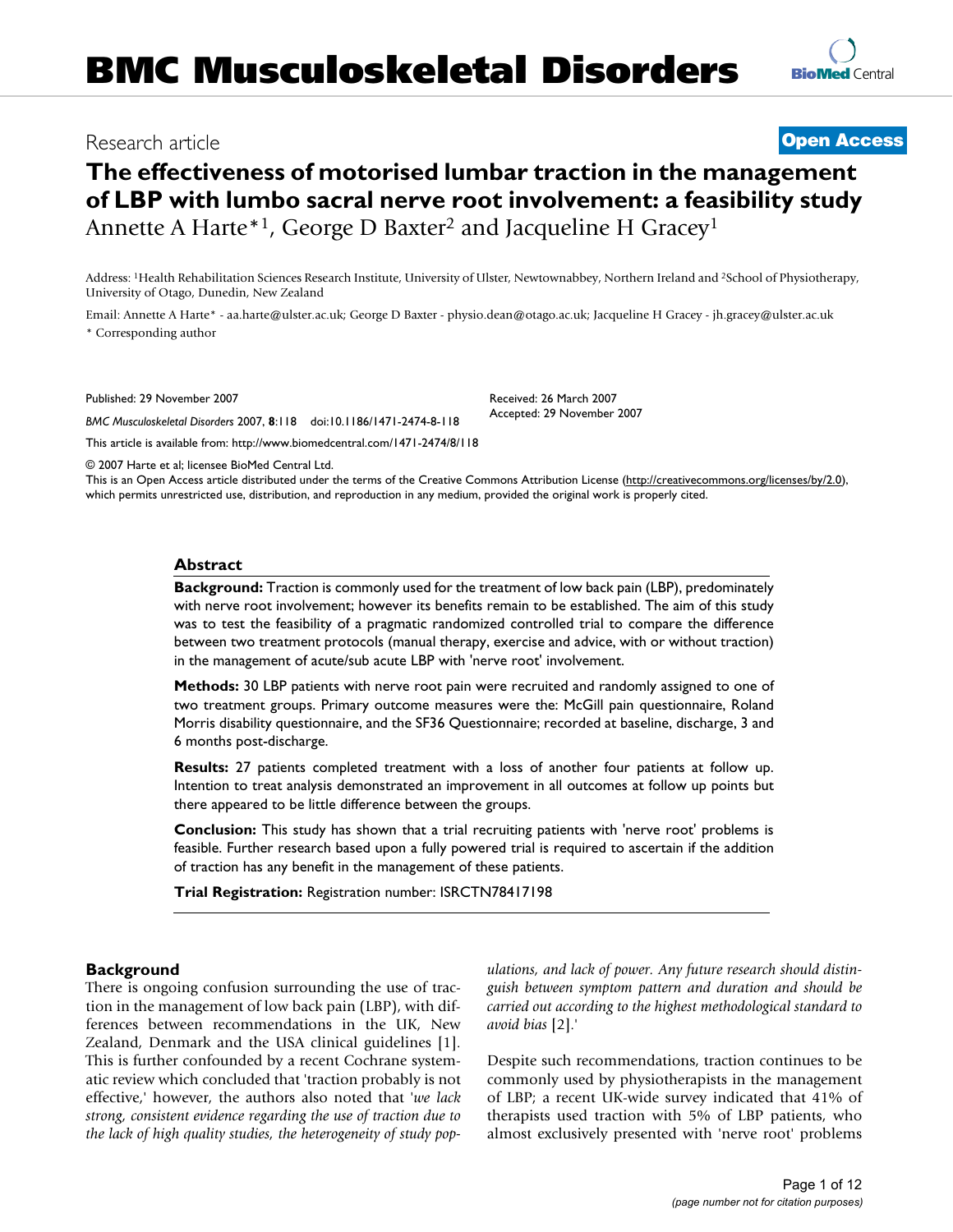Research article

**Open Access**

# The effectiveness of motorised lumbar traction in the management of LBP with lumbo sacral nerve root involvement: a feasibility study

Annette A Harte*[1], George D Baxter[2] and Jacqueline H Gracey[1]

Address: [1]Health Rehabilitation Sciences Research Institute, University of Ulster, Newtownabbey, Northern Ireland and [2]School of Physiotherapy, University of Otago, Dunedin, New Zealand

Email: Annette A Harte* - aa.harte@ulster.ac.uk; George D Baxter - physio.dean@otago.ac.uk; Jacqueline H Gracey - jh.gracey@ulster.ac.uk

\* Corresponding author

Published: 29 November 2007

*BMC Musculoskeletal Disorders* 2007, **8**:118 doi:10.1186/1471-2474-8-118

Received: 26 March 2007

Accepted: 29 November 2007

This article is available from: http://www.biomedcentral.com/1471-2474/8/118

© 2007 Harte et al; licensee BioMed Central Ltd.

This is an Open Access article distributed under the terms of the Creative Commons Attribution License (http://creativecommons.org/licenses/by/2.0), which permits unrestricted use, distribution, and reproduction in any medium, provided the original work is properly cited.

## Abstract

**Background:** Traction is commonly used for the treatment of low back pain (LBP), predominately with nerve root involvement; however its benefits remain to be established. The aim of this study was to test the feasibility of a pragmatic randomized controlled trial to compare the difference between two treatment protocols (manual therapy, exercise and advice, with or without traction) in the management of acute/sub acute LBP with 'nerve root' involvement.

**Methods:** 30 LBP patients with nerve root pain were recruited and randomly assigned to one of two treatment groups. Primary outcome measures were the: McGill pain questionnaire, Roland Morris disability questionnaire, and the SF36 Questionnaire; recorded at baseline, discharge, 3 and 6 months post-discharge.

**Results:** 27 patients completed treatment with a loss of another four patients at follow up. Intention to treat analysis demonstrated an improvement in all outcomes at follow up points but there appeared to be little difference between the groups.

**Conclusion:** This study has shown that a trial recruiting patients with 'nerve root' problems is feasible. Further research based upon a fully powered trial is required to ascertain if the addition of traction has any benefit in the management of these patients.

**Trial Registration:** Registration number: ISRCTN78417198

## Background

There is ongoing confusion surrounding the use of traction in the management of low back pain (LBP), with differences between recommendations in the UK, New Zealand, Denmark and the USA clinical guidelines [1]. This is further confounded by a recent Cochrane systematic review which concluded that 'traction probably is not effective,' however, the authors also noted that '*we lack strong, consistent evidence regarding the use of traction due to the lack of high quality studies, the heterogeneity of study populations, and lack of power. Any future research should distinguish between symptom pattern and duration and should be carried out according to the highest methodological standard to avoid bias* [2].'

Despite such recommendations, traction continues to be commonly used by physiotherapists in the management of LBP; a recent UK-wide survey indicated that 41% of therapists used traction with 5% of LBP patients, who almost exclusively presented with 'nerve root' problems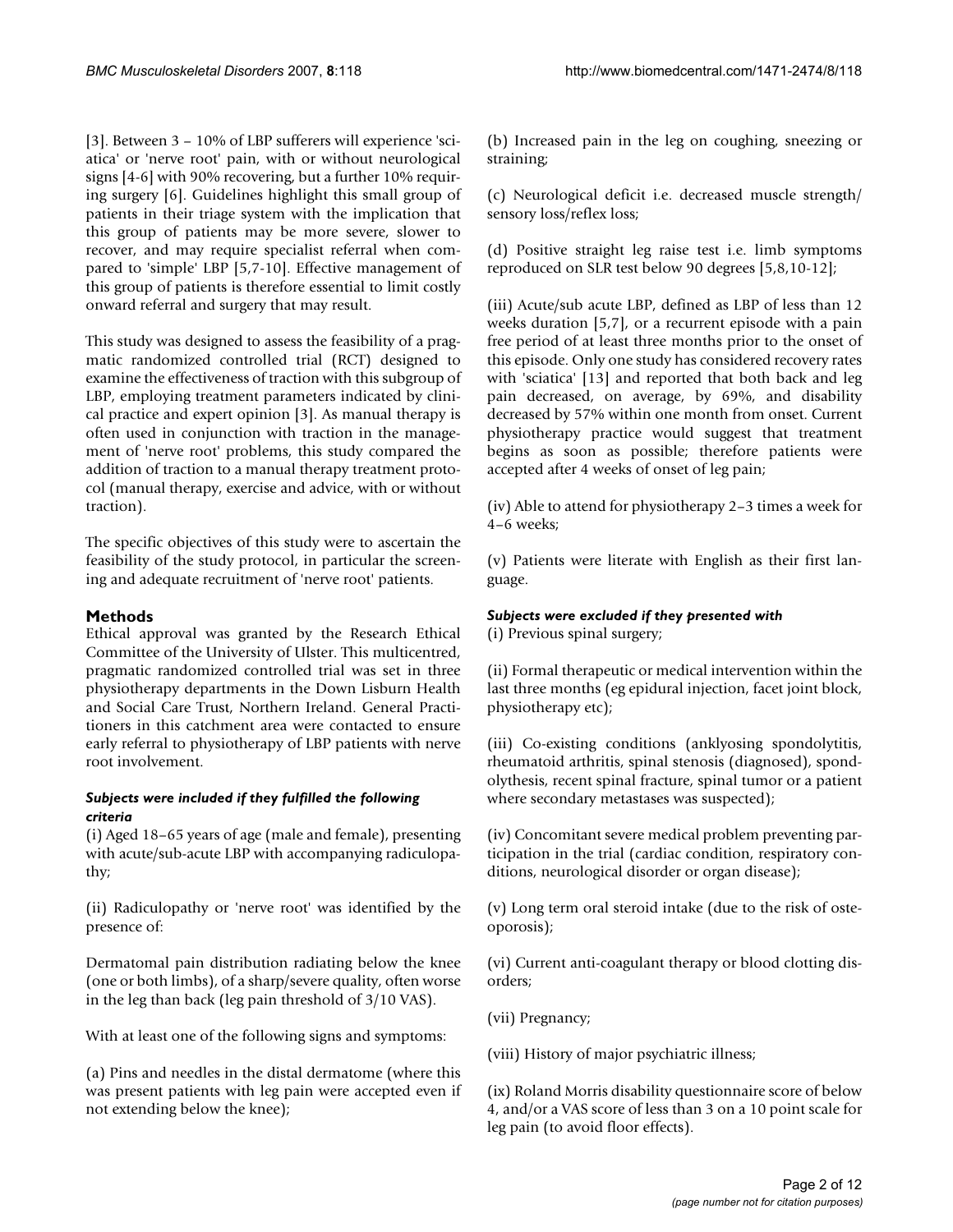[3]. Between 3 – 10% of LBP sufferers will experience 'sciatica' or 'nerve root' pain, with or without neurological signs [4-6] with 90% recovering, but a further 10% requiring surgery [6]. Guidelines highlight this small group of patients in their triage system with the implication that this group of patients may be more severe, slower to recover, and may require specialist referral when compared to 'simple' LBP [5,7-10]. Effective management of this group of patients is therefore essential to limit costly onward referral and surgery that may result.

This study was designed to assess the feasibility of a pragmatic randomized controlled trial (RCT) designed to examine the effectiveness of traction with this subgroup of LBP, employing treatment parameters indicated by clinical practice and expert opinion [3]. As manual therapy is often used in conjunction with traction in the management of 'nerve root' problems, this study compared the addition of traction to a manual therapy treatment protocol (manual therapy, exercise and advice, with or without traction).

The specific objectives of this study were to ascertain the feasibility of the study protocol, in particular the screening and adequate recruitment of 'nerve root' patients.

## Methods

Ethical approval was granted by the Research Ethical Committee of the University of Ulster. This multicentred, pragmatic randomized controlled trial was set in three physiotherapy departments in the Down Lisburn Health and Social Care Trust, Northern Ireland. General Practitioners in this catchment area were contacted to ensure early referral to physiotherapy of LBP patients with nerve root involvement.

### *Subjects were included if they fulfilled the following criteria*

(i) Aged 18–65 years of age (male and female), presenting with acute/sub-acute LBP with accompanying radiculopathy;

(ii) Radiculopathy or 'nerve root' was identified by the presence of:

Dermatomal pain distribution radiating below the knee (one or both limbs), of a sharp/severe quality, often worse in the leg than back (leg pain threshold of 3/10 VAS).

With at least one of the following signs and symptoms:

(a) Pins and needles in the distal dermatome (where this was present patients with leg pain were accepted even if not extending below the knee);

(b) Increased pain in the leg on coughing, sneezing or straining;

(c) Neurological deficit i.e. decreased muscle strength/sensory loss/reflex loss;

(d) Positive straight leg raise test i.e. limb symptoms reproduced on SLR test below 90 degrees [5,8,10-12];

(iii) Acute/sub acute LBP, defined as LBP of less than 12 weeks duration [5,7], or a recurrent episode with a pain free period of at least three months prior to the onset of this episode. Only one study has considered recovery rates with 'sciatica' [13] and reported that both back and leg pain decreased, on average, by 69%, and disability decreased by 57% within one month from onset. Current physiotherapy practice would suggest that treatment begins as soon as possible; therefore patients were accepted after 4 weeks of onset of leg pain;

(iv) Able to attend for physiotherapy 2–3 times a week for 4–6 weeks;

(v) Patients were literate with English as their first language.

### *Subjects were excluded if they presented with*

(i) Previous spinal surgery;

(ii) Formal therapeutic or medical intervention within the last three months (eg epidural injection, facet joint block, physiotherapy etc);

(iii) Co-existing conditions (anklyosing spondolytitis, rheumatoid arthritis, spinal stenosis (diagnosed), spondolythesis, recent spinal fracture, spinal tumor or a patient where secondary metastases was suspected);

(iv) Concomitant severe medical problem preventing participation in the trial (cardiac condition, respiratory conditions, neurological disorder or organ disease);

(v) Long term oral steroid intake (due to the risk of osteoporosis);

(vi) Current anti-coagulant therapy or blood clotting disorders;

(vii) Pregnancy;

(viii) History of major psychiatric illness;

(ix) Roland Morris disability questionnaire score of below 4, and/or a VAS score of less than 3 on a 10 point scale for leg pain (to avoid floor effects).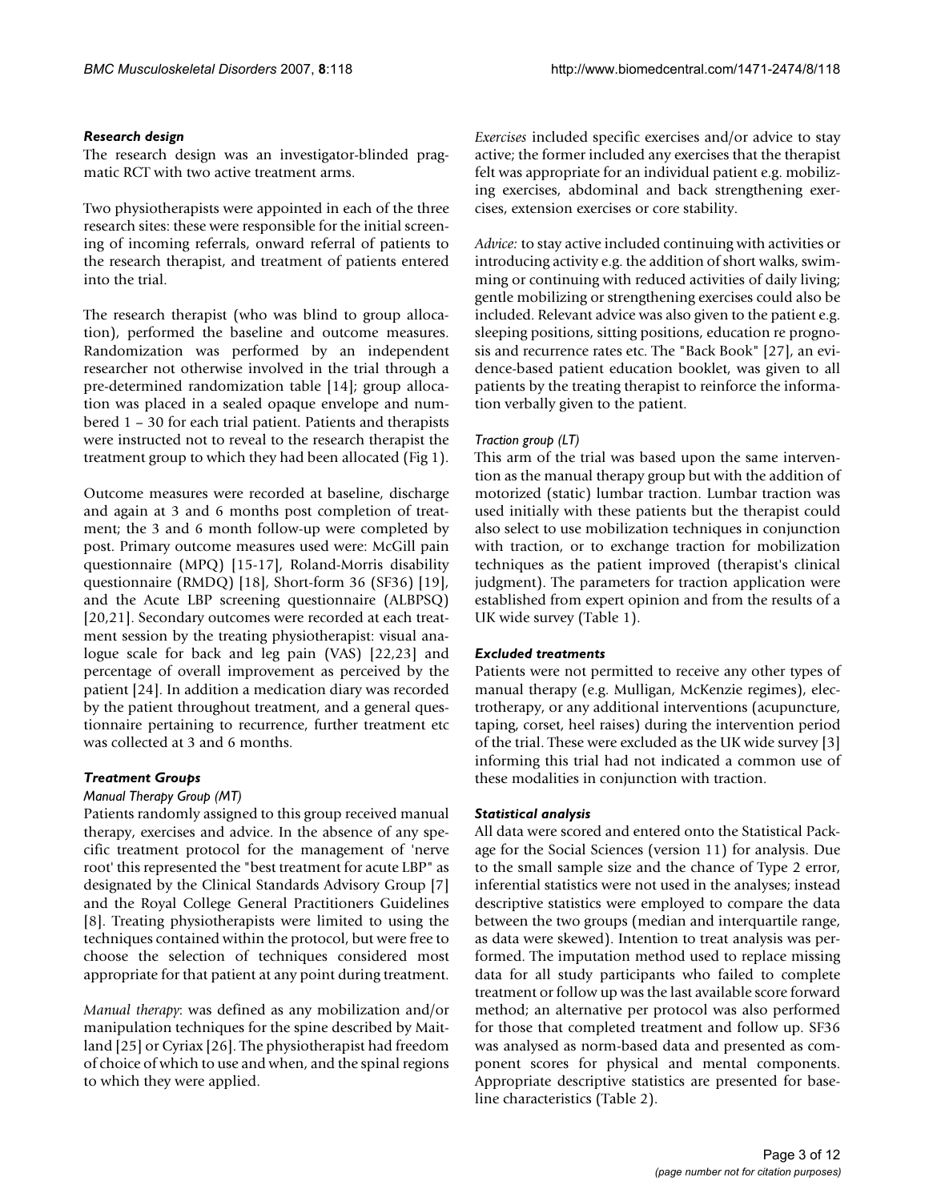### Research design

The research design was an investigator-blinded pragmatic RCT with two active treatment arms.

Two physiotherapists were appointed in each of the three research sites: these were responsible for the initial screening of incoming referrals, onward referral of patients to the research therapist, and treatment of patients entered into the trial.

The research therapist (who was blind to group allocation), performed the baseline and outcome measures. Randomization was performed by an independent researcher not otherwise involved in the trial through a pre-determined randomization table [14]; group allocation was placed in a sealed opaque envelope and numbered 1 – 30 for each trial patient. Patients and therapists were instructed not to reveal to the research therapist the treatment group to which they had been allocated (Fig 1).

Outcome measures were recorded at baseline, discharge and again at 3 and 6 months post completion of treatment; the 3 and 6 month follow-up were completed by post. Primary outcome measures used were: McGill pain questionnaire (MPQ) [15-17], Roland-Morris disability questionnaire (RMDQ) [18], Short-form 36 (SF36) [19], and the Acute LBP screening questionnaire (ALBPSQ) [20,21]. Secondary outcomes were recorded at each treatment session by the treating physiotherapist: visual analogue scale for back and leg pain (VAS) [22,23] and percentage of overall improvement as perceived by the patient [24]. In addition a medication diary was recorded by the patient throughout treatment, and a general questionnaire pertaining to recurrence, further treatment etc was collected at 3 and 6 months.

### Treatment Groups

#### *Manual Therapy Group (MT)*

Patients randomly assigned to this group received manual therapy, exercises and advice. In the absence of any specific treatment protocol for the management of 'nerve root' this represented the "best treatment for acute LBP" as designated by the Clinical Standards Advisory Group [7] and the Royal College General Practitioners Guidelines [8]. Treating physiotherapists were limited to using the techniques contained within the protocol, but were free to choose the selection of techniques considered most appropriate for that patient at any point during treatment.

*Manual therapy*: was defined as any mobilization and/or manipulation techniques for the spine described by Maitland [25] or Cyriax [26]. The physiotherapist had freedom of choice of which to use and when, and the spinal regions to which they were applied.

*Exercises* included specific exercises and/or advice to stay active; the former included any exercises that the therapist felt was appropriate for an individual patient e.g. mobilizing exercises, abdominal and back strengthening exercises, extension exercises or core stability.

*Advice:* to stay active included continuing with activities or introducing activity e.g. the addition of short walks, swimming or continuing with reduced activities of daily living; gentle mobilizing or strengthening exercises could also be included. Relevant advice was also given to the patient e.g. sleeping positions, sitting positions, education re prognosis and recurrence rates etc. The "Back Book" [27], an evidence-based patient education booklet, was given to all patients by the treating therapist to reinforce the information verbally given to the patient.

#### *Traction group (LT)*

This arm of the trial was based upon the same intervention as the manual therapy group but with the addition of motorized (static) lumbar traction. Lumbar traction was used initially with these patients but the therapist could also select to use mobilization techniques in conjunction with traction, or to exchange traction for mobilization techniques as the patient improved (therapist's clinical judgment). The parameters for traction application were established from expert opinion and from the results of a UK wide survey (Table 1).

### Excluded treatments

Patients were not permitted to receive any other types of manual therapy (e.g. Mulligan, McKenzie regimes), electrotherapy, or any additional interventions (acupuncture, taping, corset, heel raises) during the intervention period of the trial. These were excluded as the UK wide survey [3] informing this trial had not indicated a common use of these modalities in conjunction with traction.

### Statistical analysis

All data were scored and entered onto the Statistical Package for the Social Sciences (version 11) for analysis. Due to the small sample size and the chance of Type 2 error, inferential statistics were not used in the analyses; instead descriptive statistics were employed to compare the data between the two groups (median and interquartile range, as data were skewed). Intention to treat analysis was performed. The imputation method used to replace missing data for all study participants who failed to complete treatment or follow up was the last available score forward method; an alternative per protocol was also performed for those that completed treatment and follow up. SF36 was analysed as norm-based data and presented as component scores for physical and mental components. Appropriate descriptive statistics are presented for baseline characteristics (Table 2).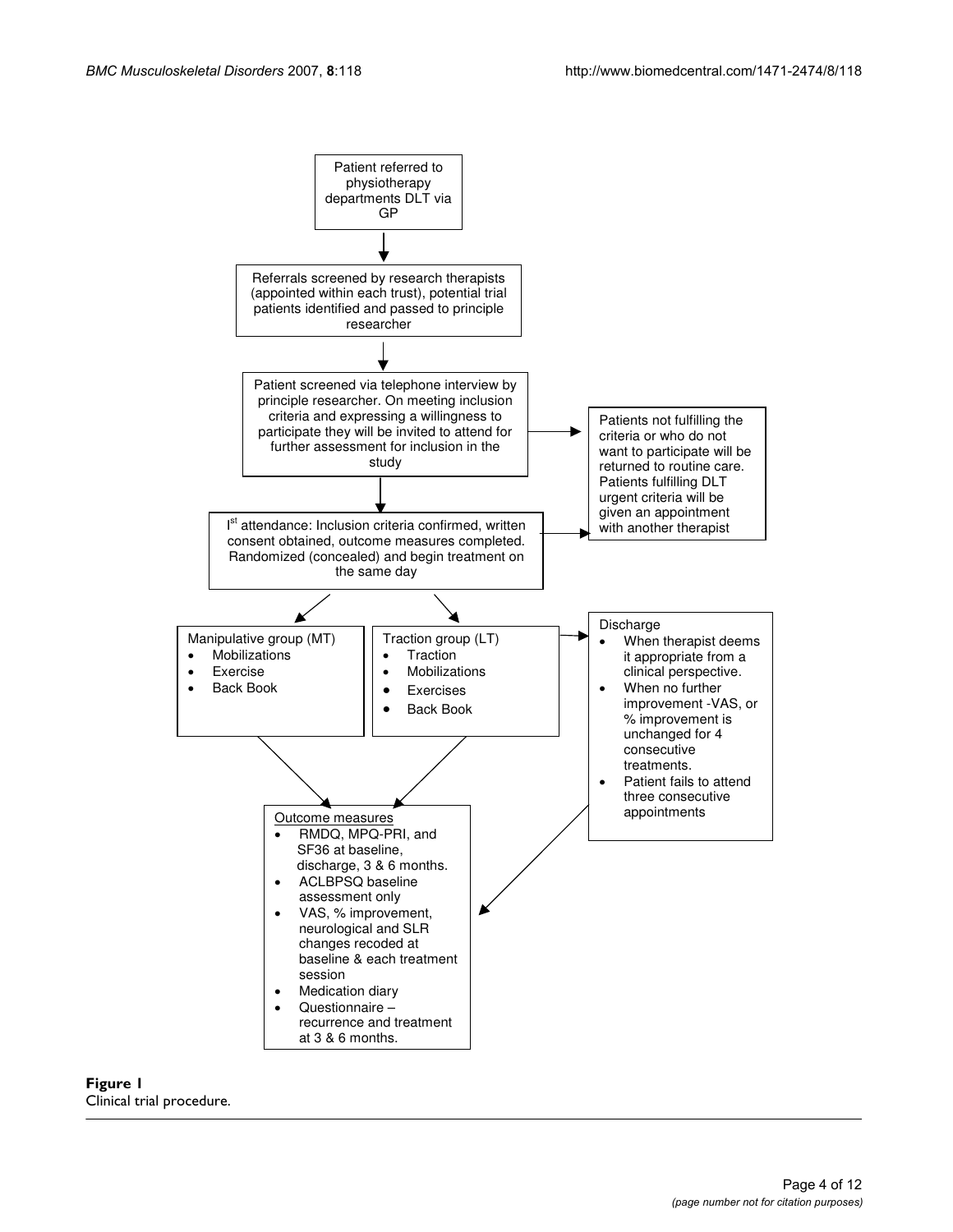Patient referred to physiotherapy departments DLT via GP

↓

Referrals screened by research therapists (appointed within each trust), potential trial patients identified and passed to principle researcher

↓

Patient screened via telephone interview by principle researcher. On meeting inclusion criteria and expressing a willingness to participate they will be invited to attend for further assessment for inclusion in the study

→ Patients not fulfilling the criteria or who do not want to participate will be returned to routine care. Patients fulfilling DLT urgent criteria will be given an appointment with another therapist

↓

I[st] attendance: Inclusion criteria confirmed, written consent obtained, outcome measures completed. Randomized (concealed) and begin treatment on the same day

↓

Manipulative group (MT)
- Mobilizations
- Exercise
- Back Book

Traction group (LT)
- Traction
- Mobilizations
- Exercises
- Back Book

Discharge
- When therapist deems it appropriate from a clinical perspective.
- When no further improvement -VAS, or % improvement is unchanged for 4 consecutive treatments.
- Patient fails to attend three consecutive appointments

↓

Outcome measures
- RMDQ, MPQ-PRI, and SF36 at baseline, discharge, 3 & 6 months.
- ACLBPSQ baseline assessment only
- VAS, % improvement, neurological and SLR changes recoded at baseline & each treatment session
- Medication diary
- Questionnaire – recurrence and treatment at 3 & 6 months.

**Figure 1**
Clinical trial procedure.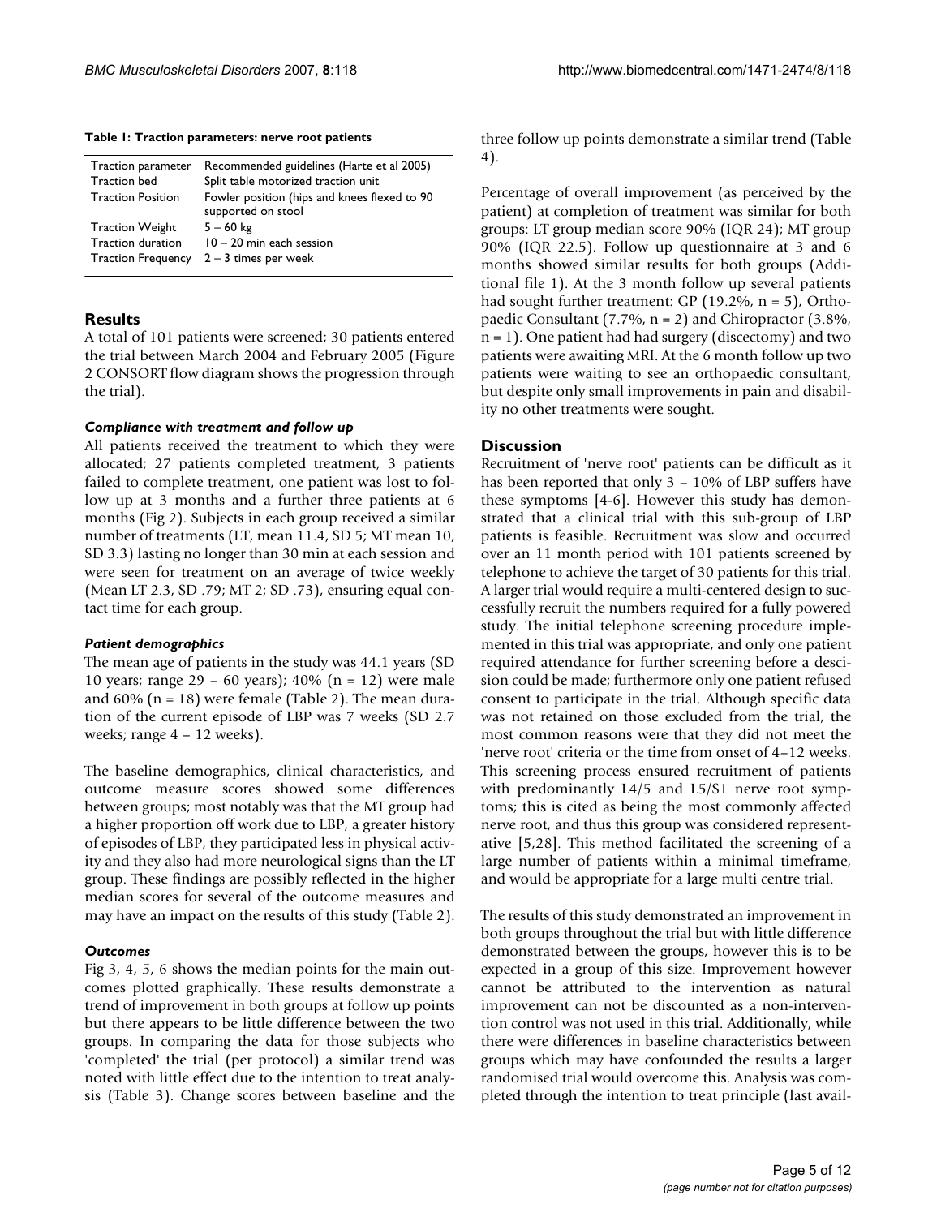**Table 1: Traction parameters: nerve root patients**

| Traction parameter | Recommended guidelines (Harte et al 2005) |
| --- | --- |
| Traction bed | Split table motorized traction unit |
| Traction Position | Fowler position (hips and knees flexed to 90 supported on stool |
| Traction Weight | 5 – 60 kg |
| Traction duration | 10 – 20 min each session |
| Traction Frequency | 2 – 3 times per week |

## Results

A total of 101 patients were screened; 30 patients entered the trial between March 2004 and February 2005 (Figure 2 CONSORT flow diagram shows the progression through the trial).

### *Compliance with treatment and follow up*

All patients received the treatment to which they were allocated; 27 patients completed treatment, 3 patients failed to complete treatment, one patient was lost to follow up at 3 months and a further three patients at 6 months (Fig 2). Subjects in each group received a similar number of treatments (LT, mean 11.4, SD 5; MT mean 10, SD 3.3) lasting no longer than 30 min at each session and were seen for treatment on an average of twice weekly (Mean LT 2.3, SD .79; MT 2; SD .73), ensuring equal contact time for each group.

### *Patient demographics*

The mean age of patients in the study was 44.1 years (SD 10 years; range 29 – 60 years); 40% (n = 12) were male and 60% (n = 18) were female (Table 2). The mean duration of the current episode of LBP was 7 weeks (SD 2.7 weeks; range 4 – 12 weeks).

The baseline demographics, clinical characteristics, and outcome measure scores showed some differences between groups; most notably was that the MT group had a higher proportion off work due to LBP, a greater history of episodes of LBP, they participated less in physical activity and they also had more neurological signs than the LT group. These findings are possibly reflected in the higher median scores for several of the outcome measures and may have an impact on the results of this study (Table 2).

### *Outcomes*

Fig 3, 4, 5, 6 shows the median points for the main outcomes plotted graphically. These results demonstrate a trend of improvement in both groups at follow up points but there appears to be little difference between the two groups. In comparing the data for those subjects who 'completed' the trial (per protocol) a similar trend was noted with little effect due to the intention to treat analysis (Table 3). Change scores between baseline and the three follow up points demonstrate a similar trend (Table 4).

Percentage of overall improvement (as perceived by the patient) at completion of treatment was similar for both groups: LT group median score 90% (IQR 24); MT group 90% (IQR 22.5). Follow up questionnaire at 3 and 6 months showed similar results for both groups (Additional file 1). At the 3 month follow up several patients had sought further treatment: GP (19.2%, n = 5), Orthopaedic Consultant (7.7%, n = 2) and Chiropractor (3.8%, n = 1). One patient had had surgery (discectomy) and two patients were awaiting MRI. At the 6 month follow up two patients were waiting to see an orthopaedic consultant, but despite only small improvements in pain and disability no other treatments were sought.

## Discussion

Recruitment of 'nerve root' patients can be difficult as it has been reported that only 3 – 10% of LBP suffers have these symptoms [4-6]. However this study has demonstrated that a clinical trial with this sub-group of LBP patients is feasible. Recruitment was slow and occurred over an 11 month period with 101 patients screened by telephone to achieve the target of 30 patients for this trial. A larger trial would require a multi-centered design to successfully recruit the numbers required for a fully powered study. The initial telephone screening procedure implemented in this trial was appropriate, and only one patient required attendance for further screening before a descision could be made; furthermore only one patient refused consent to participate in the trial. Although specific data was not retained on those excluded from the trial, the most common reasons were that they did not meet the 'nerve root' criteria or the time from onset of 4–12 weeks. This screening process ensured recruitment of patients with predominantly L4/5 and L5/S1 nerve root symptoms; this is cited as being the most commonly affected nerve root, and thus this group was considered representative [5,28]. This method facilitated the screening of a large number of patients within a minimal timeframe, and would be appropriate for a large multi centre trial.

The results of this study demonstrated an improvement in both groups throughout the trial but with little difference demonstrated between the groups, however this is to be expected in a group of this size. Improvement however cannot be attributed to the intervention as natural improvement can not be discounted as a non-intervention control was not used in this trial. Additionally, while there were differences in baseline characteristics between groups which may have confounded the results a larger randomised trial would overcome this. Analysis was completed through the intention to treat principle (last avail-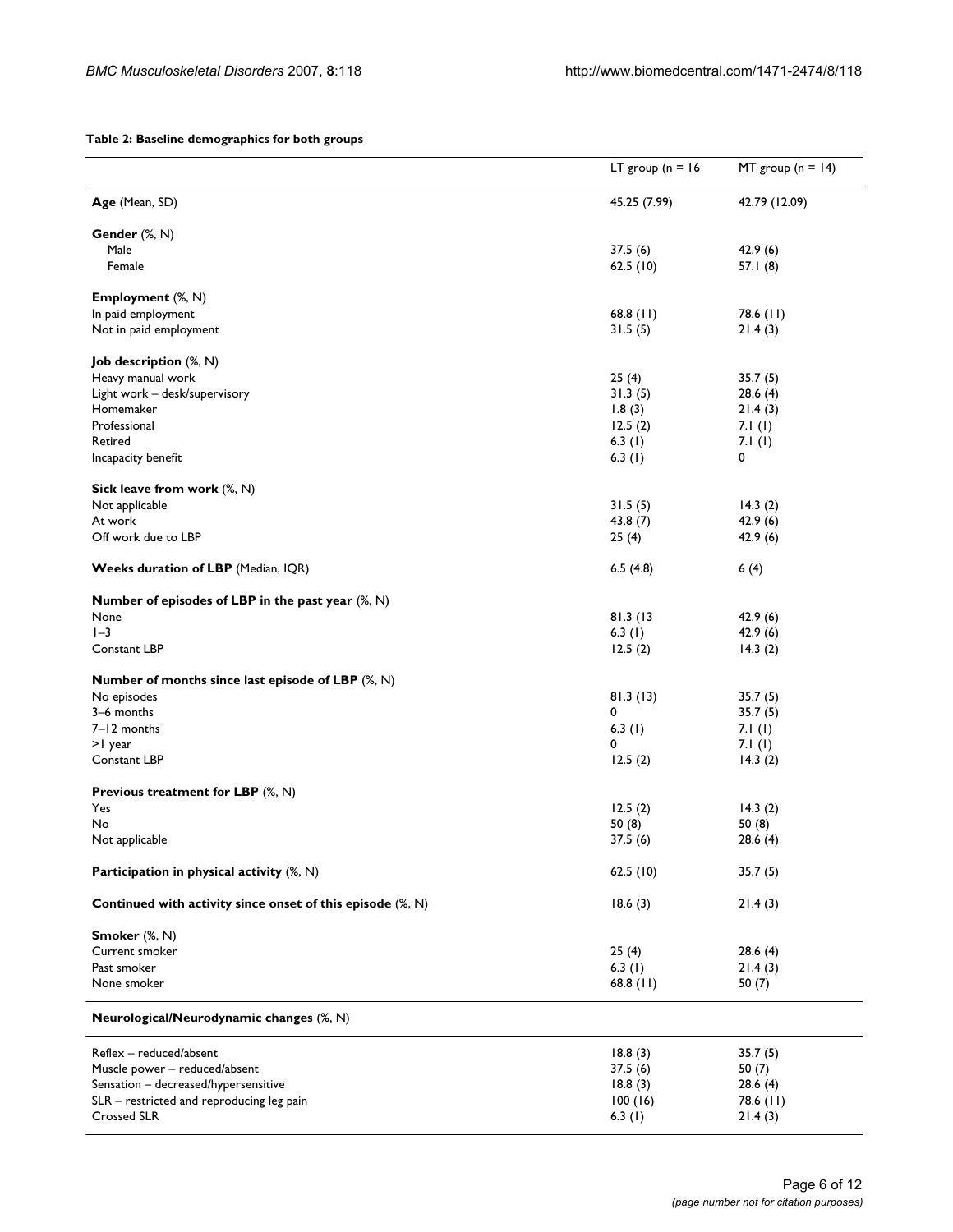**Table 2: Baseline demographics for both groups**

| | LT group (n = 16 | MT group (n = 14) |
|---|---|---|
| **Age** (Mean, SD) | 45.25 (7.99) | 42.79 (12.09) |
| **Gender** (%, N) | | |
| Male | 37.5 (6) | 42.9 (6) |
| Female | 62.5 (10) | 57.1 (8) |
| **Employment** (%, N) | | |
| In paid employment | 68.8 (11) | 78.6 (11) |
| Not in paid employment | 31.5 (5) | 21.4 (3) |
| **Job description** (%, N) | | |
| Heavy manual work | 25 (4) | 35.7 (5) |
| Light work – desk/supervisory | 31.3 (5) | 28.6 (4) |
| Homemaker | 1.8 (3) | 21.4 (3) |
| Professional | 12.5 (2) | 7.1 (1) |
| Retired | 6.3 (1) | 7.1 (1) |
| Incapacity benefit | 6.3 (1) | 0 |
| **Sick leave from work** (%, N) | | |
| Not applicable | 31.5 (5) | 14.3 (2) |
| At work | 43.8 (7) | 42.9 (6) |
| Off work due to LBP | 25 (4) | 42.9 (6) |
| **Weeks duration of LBP** (Median, IQR) | 6.5 (4.8) | 6 (4) |
| **Number of episodes of LBP in the past year** (%, N) | | |
| None | 81.3 (13 | 42.9 (6) |
| 1–3 | 6.3 (1) | 42.9 (6) |
| Constant LBP | 12.5 (2) | 14.3 (2) |
| **Number of months since last episode of LBP** (%, N) | | |
| No episodes | 81.3 (13) | 35.7 (5) |
| 3–6 months | 0 | 35.7 (5) |
| 7–12 months | 6.3 (1) | 7.1 (1) |
| >1 year | 0 | 7.1 (1) |
| Constant LBP | 12.5 (2) | 14.3 (2) |
| **Previous treatment for LBP** (%, N) | | |
| Yes | 12.5 (2) | 14.3 (2) |
| No | 50 (8) | 50 (8) |
| Not applicable | 37.5 (6) | 28.6 (4) |
| **Participation in physical activity** (%, N) | 62.5 (10) | 35.7 (5) |
| **Continued with activity since onset of this episode** (%, N) | 18.6 (3) | 21.4 (3) |
| **Smoker** (%, N) | | |
| Current smoker | 25 (4) | 28.6 (4) |
| Past smoker | 6.3 (1) | 21.4 (3) |
| None smoker | 68.8 (11) | 50 (7) |
| **Neurological/Neurodynamic changes** (%, N) | | |
| Reflex – reduced/absent | 18.8 (3) | 35.7 (5) |
| Muscle power – reduced/absent | 37.5 (6) | 50 (7) |
| Sensation – decreased/hypersensitive | 18.8 (3) | 28.6 (4) |
| SLR – restricted and reproducing leg pain | 100 (16) | 78.6 (11) |
| Crossed SLR | 6.3 (1) | 21.4 (3) |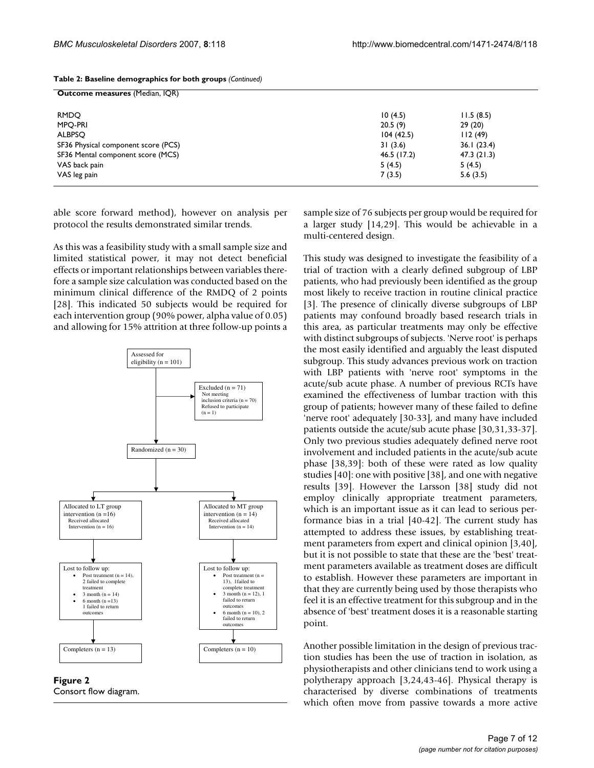**Table 2: Baseline demographics for both groups** *(Continued)*

| **Outcome measures** (Median, IQR) | | |
|---|---|---|
| RMDQ | 10 (4.5) | 11.5 (8.5) |
| MPQ-PRI | 20.5 (9) | 29 (20) |
| ALBPSQ | 104 (42.5) | 112 (49) |
| SF36 Physical component score (PCS) | 31 (3.6) | 36.1 (23.4) |
| SF36 Mental component score (MCS) | 46.5 (17.2) | 47.3 (21.3) |
| VAS back pain | 5 (4.5) | 5 (4.5) |
| VAS leg pain | 7 (3.5) | 5.6 (3.5) |

able score forward method), however on analysis per protocol the results demonstrated similar trends.

As this was a feasibility study with a small sample size and limited statistical power, it may not detect beneficial effects or important relationships between variables therefore a sample size calculation was conducted based on the minimum clinical difference of the RMDQ of 2 points [28]. This indicated 50 subjects would be required for each intervention group (90% power, alpha value of 0.05) and allowing for 15% attrition at three follow-up points a sample size of 76 subjects per group would be required for a larger study [14,29]. This would be achievable in a multi-centered design.

Assessed for eligibility (n = 101)

Excluded (n = 71)
- Not meeting inclusion criteria (n = 70)
- Refused to participate (n = 1)

Randomized (n = 30)

Allocated to LT group intervention (n =16)
Received allocated Intervention (n = 16)

Allocated to MT group intervention (n = 14)
Received allocated Intervention (n = 14)

Lost to follow up:
- Post treatment (n = 14), 2 failed to complete treatment
- 3 month (n = 14)
- 6 month (n =13) 1 failed to return outcomes

Lost to follow up:
- Post treatment (n = 13), 1failed to complete treatment
- 3 month (n = 12), 1 failed to return outcomes
- 6 month (n = 10), 2 failed to return outcomes

Completers (n = 13)

Completers (n = 10)

**Figure 2**
Consort flow diagram.

This study was designed to investigate the feasibility of a trial of traction with a clearly defined subgroup of LBP patients, who had previously been identified as the group most likely to receive traction in routine clinical practice [3]. The presence of clinically diverse subgroups of LBP patients may confound broadly based research trials in this area, as particular treatments may only be effective with distinct subgroups of subjects. 'Nerve root' is perhaps the most easily identified and arguably the least disputed subgroup. This study advances previous work on traction with LBP patients with 'nerve root' symptoms in the acute/sub acute phase. A number of previous RCTs have examined the effectiveness of lumbar traction with this group of patients; however many of these failed to define 'nerve root' adequately [30-33], and many have included patients outside the acute/sub acute phase [30,31,33-37]. Only two previous studies adequately defined nerve root involvement and included patients in the acute/sub acute phase [38,39]: both of these were rated as low quality studies [40]: one with positive [38], and one with negative results [39]. However the Larsson [38] study did not employ clinically appropriate treatment parameters, which is an important issue as it can lead to serious performance bias in a trial [40-42]. The current study has attempted to address these issues, by establishing treatment parameters from expert and clinical opinion [3,40], but it is not possible to state that these are the 'best' treatment parameters available as treatment doses are difficult to establish. However these parameters are important in that they are currently being used by those therapists who feel it is an effective treatment for this subgroup and in the absence of 'best' treatment doses it is a reasonable starting point.

Another possible limitation in the design of previous traction studies has been the use of traction in isolation, as physiotherapists and other clinicians tend to work using a polytherapy approach [3,24,43-46]. Physical therapy is characterised by diverse combinations of treatments which often move from passive towards a more active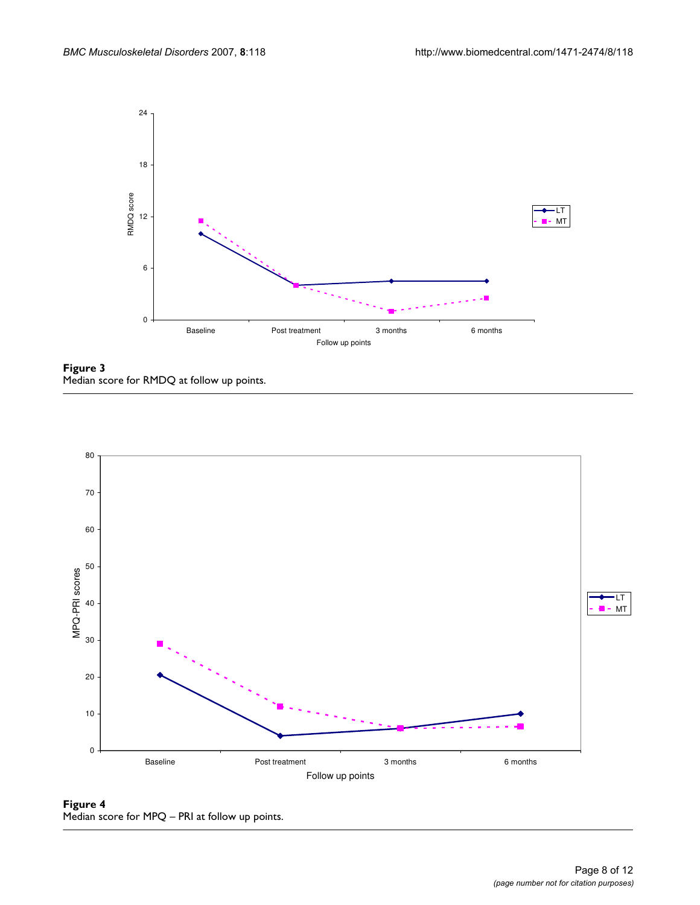**Figure 3**
Median score for RMDQ at follow up points.

**Figure 4**
Median score for MPQ – PRI at follow up points.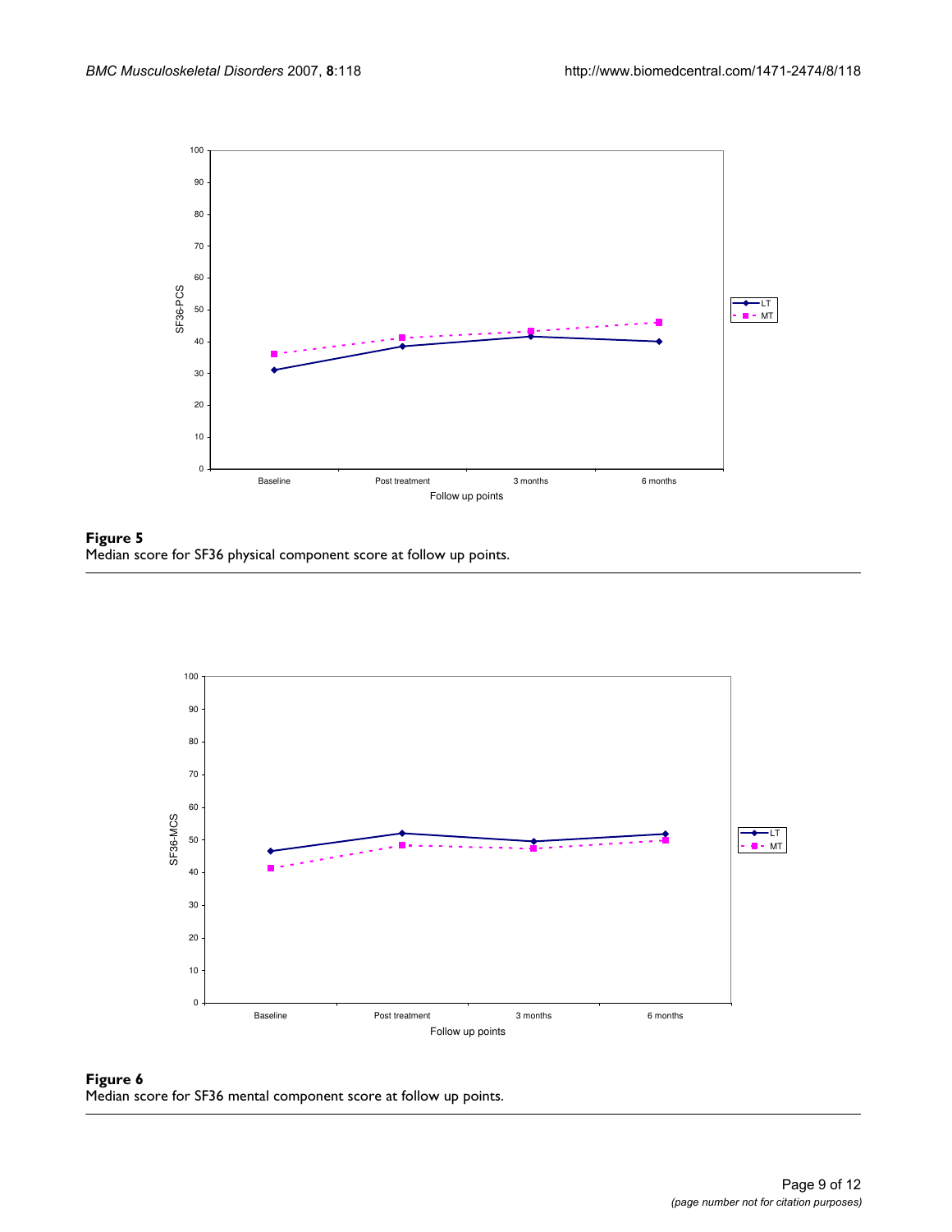**Figure 5**
Median score for SF36 physical component score at follow up points.

**Figure 6**
Median score for SF36 mental component score at follow up points.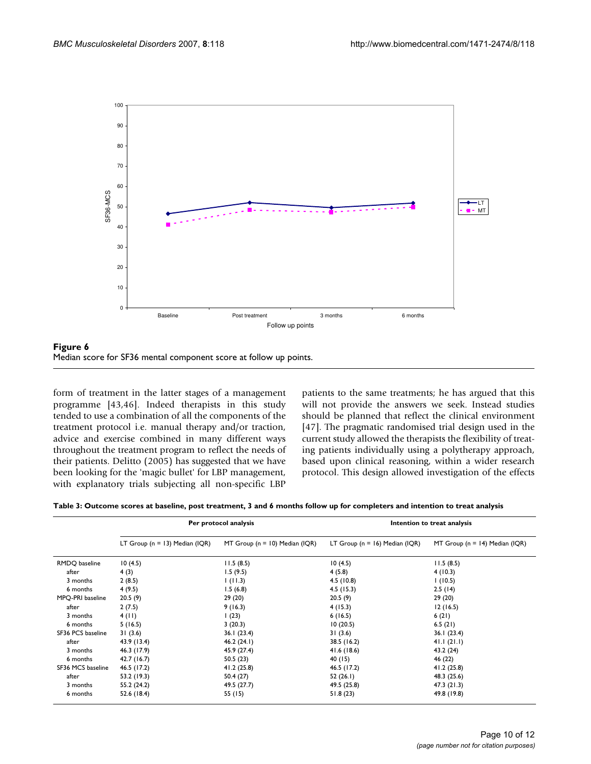**Figure 6**
Median score for SF36 mental component score at follow up points.

form of treatment in the latter stages of a management programme [43,46]. Indeed therapists in this study tended to use a combination of all the components of the treatment protocol i.e. manual therapy and/or traction, advice and exercise combined in many different ways throughout the treatment program to reflect the needs of their patients. Delitto (2005) has suggested that we have been looking for the 'magic bullet' for LBP management, with explanatory trials subjecting all non-specific LBP patients to the same treatments; he has argued that this will not provide the answers we seek. Instead studies should be planned that reflect the clinical environment [47]. The pragmatic randomised trial design used in the current study allowed the therapists the flexibility of treating patients individually using a polytherapy approach, based upon clinical reasoning, within a wider research protocol. This design allowed investigation of the effects

**Table 3: Outcome scores at baseline, post treatment, 3 and 6 months follow up for completers and intention to treat analysis**

| | Per protocol analysis | | Intention to treat analysis | |
|---|---|---|---|---|
| | LT Group (n = 13) Median (IQR) | MT Group (n = 10) Median (IQR) | LT Group (n = 16) Median (IQR) | MT Group (n = 14) Median (IQR) |
| RMDQ baseline | 10 (4.5) | 11.5 (8.5) | 10 (4.5) | 11.5 (8.5) |
| after | 4 (3) | 1.5 (9.5) | 4 (5.8) | 4 (10.3) |
| 3 months | 2 (8.5) | 1 (11.3) | 4.5 (10.8) | 1 (10.5) |
| 6 months | 4 (9.5) | 1.5 (6.8) | 4.5 (15.3) | 2.5 (14) |
| MPQ-PRI baseline | 20.5 (9) | 29 (20) | 20.5 (9) | 29 (20) |
| after | 2 (7.5) | 9 (16.3) | 4 (15.3) | 12 (16.5) |
| 3 months | 4 (11) | 1 (23) | 6 (16.5) | 6 (21) |
| 6 months | 5 (16.5) | 3 (20.3) | 10 (20.5) | 6.5 (21) |
| SF36 PCS baseline | 31 (3.6) | 36.1 (23.4) | 31 (3.6) | 36.1 (23.4) |
| after | 43.9 (13.4) | 46.2 (24.1) | 38.5 (16.2) | 41.1 (21.1) |
| 3 months | 46.3 (17.9) | 45.9 (27.4) | 41.6 (18.6) | 43.2 (24) |
| 6 months | 42.7 (16.7) | 50.5 (23) | 40 (15) | 46 (22) |
| SF36 MCS baseline | 46.5 (17.2) | 41.2 (25.8) | 46.5 (17.2) | 41.2 (25.8) |
| after | 53.2 (19.3) | 50.4 (27) | 52 (26.1) | 48.3 (25.6) |
| 3 months | 55.2 (24.2) | 49.5 (27.7) | 49.5 (25.8) | 47.3 (21.3) |
| 6 months | 52.6 (18.4) | 55 (15) | 51.8 (23) | 49.8 (19.8) |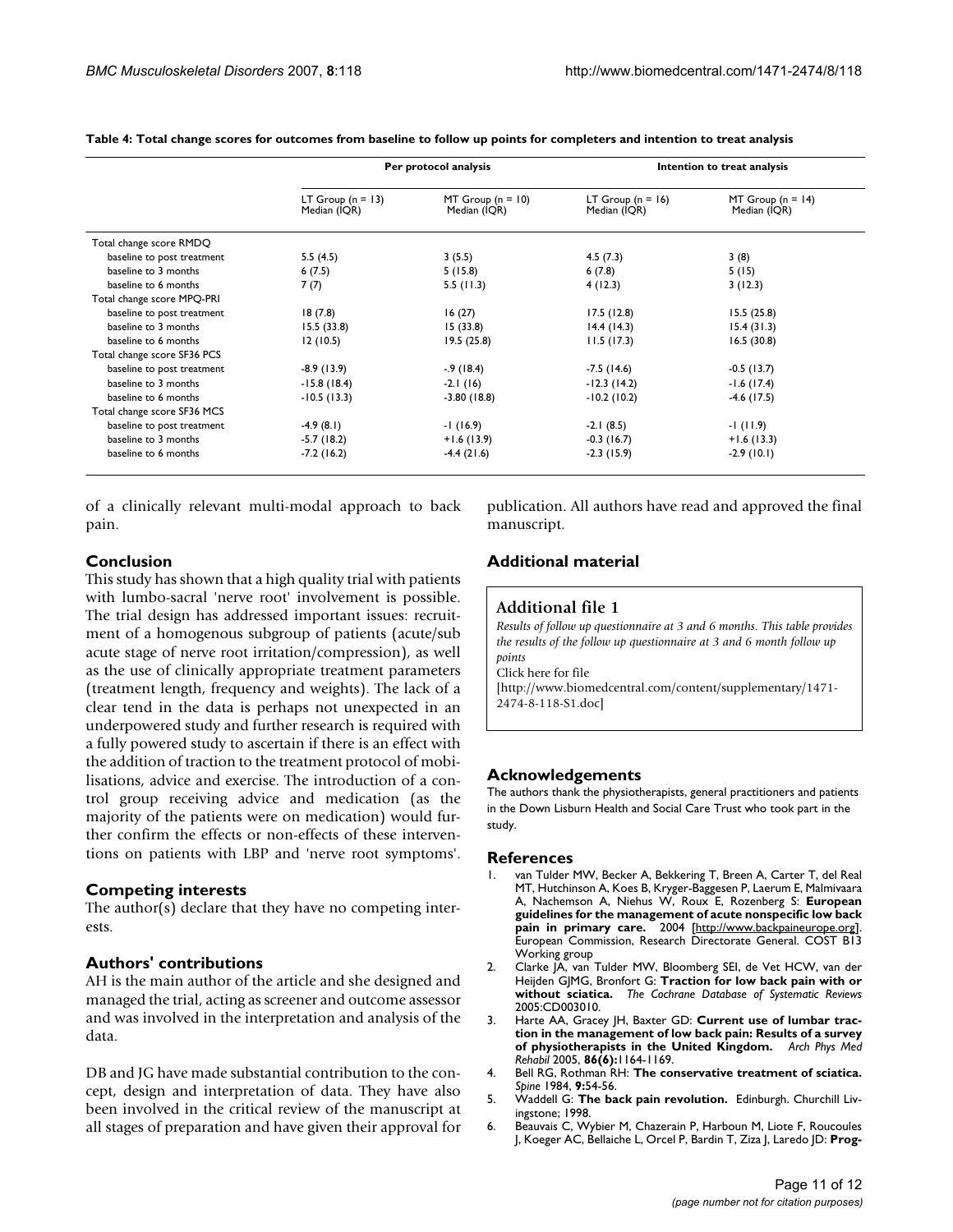**Table 4: Total change scores for outcomes from baseline to follow up points for completers and intention to treat analysis**

| | Per protocol analysis | | Intention to treat analysis | |
|---|---|---|---|---|
| | LT Group (n = 13) Median (IQR) | MT Group (n = 10) Median (IQR) | LT Group (n = 16) Median (IQR) | MT Group (n = 14) Median (IQR) |
| Total change score RMDQ | | | | |
| baseline to post treatment | 5.5 (4.5) | 3 (5.5) | 4.5 (7.3) | 3 (8) |
| baseline to 3 months | 6 (7.5) | 5 (15.8) | 6 (7.8) | 5 (15) |
| baseline to 6 months | 7 (7) | 5.5 (11.3) | 4 (12.3) | 3 (12.3) |
| Total change score MPQ-PRI | | | | |
| baseline to post treatment | 18 (7.8) | 16 (27) | 17.5 (12.8) | 15.5 (25.8) |
| baseline to 3 months | 15.5 (33.8) | 15 (33.8) | 14.4 (14.3) | 15.4 (31.3) |
| baseline to 6 months | 12 (10.5) | 19.5 (25.8) | 11.5 (17.3) | 16.5 (30.8) |
| Total change score SF36 PCS | | | | |
| baseline to post treatment | -8.9 (13.9) | -.9 (18.4) | -7.5 (14.6) | -0.5 (13.7) |
| baseline to 3 months | -15.8 (18.4) | -2.1 (16) | -12.3 (14.2) | -1.6 (17.4) |
| baseline to 6 months | -10.5 (13.3) | -3.80 (18.8) | -10.2 (10.2) | -4.6 (17.5) |
| Total change score SF36 MCS | | | | |
| baseline to post treatment | -4.9 (8.1) | -1 (16.9) | -2.1 (8.5) | -1 (11.9) |
| baseline to 3 months | -5.7 (18.2) | +1.6 (13.9) | -0.3 (16.7) | +1.6 (13.3) |
| baseline to 6 months | -7.2 (16.2) | -4.4 (21.6) | -2.3 (15.9) | -2.9 (10.1) |

of a clinically relevant multi-modal approach to back pain.

## Conclusion

This study has shown that a high quality trial with patients with lumbo-sacral 'nerve root' involvement is possible. The trial design has addressed important issues: recruitment of a homogenous subgroup of patients (acute/sub acute stage of nerve root irritation/compression), as well as the use of clinically appropriate treatment parameters (treatment length, frequency and weights). The lack of a clear tend in the data is perhaps not unexpected in an underpowered study and further research is required with a fully powered study to ascertain if there is an effect with the addition of traction to the treatment protocol of mobilisations, advice and exercise. The introduction of a control group receiving advice and medication (as the majority of the patients were on medication) would further confirm the effects or non-effects of these interventions on patients with LBP and 'nerve root symptoms'.

## Competing interests

The author(s) declare that they have no competing interests.

## Authors' contributions

AH is the main author of the article and she designed and managed the trial, acting as screener and outcome assessor and was involved in the interpretation and analysis of the data.

DB and JG have made substantial contribution to the concept, design and interpretation of data. They have also been involved in the critical review of the manuscript at all stages of preparation and have given their approval for publication. All authors have read and approved the final manuscript.

## Additional material

**Additional file 1**

*Results of follow up questionnaire at 3 and 6 months. This table provides the results of the follow up questionnaire at 3 and 6 month follow up points*

Click here for file

[http://www.biomedcentral.com/content/supplementary/1471-2474-8-118-S1.doc]

## Acknowledgements

The authors thank the physiotherapists, general practitioners and patients in the Down Lisburn Health and Social Care Trust who took part in the study.

## References

1. van Tulder MW, Becker A, Bekkering T, Breen A, Carter T, del Real MT, Hutchinson A, Koes B, Kryger-Baggesen P, Laerum E, Malmivaara A, Nachemson A, Niehus W, Roux E, Rozenberg S: **European guidelines for the management of acute nonspecific low back pain in primary care.** 2004 [http://www.backpaineurope.org]. European Commission, Research Directorate General. COST B13 Working group
2. Clarke JA, van Tulder MW, Bloomberg SEI, de Vet HCW, van der Heijden GJMG, Bronfort G: **Traction for low back pain with or without sciatica.** *The Cochrane Database of Systematic Reviews* 2005:CD003010.
3. Harte AA, Gracey JH, Baxter GD: **Current use of lumbar traction in the management of low back pain: Results of a survey of physiotherapists in the United Kingdom.** *Arch Phys Med Rehabil* 2005, **86(6):**1164-1169.
4. Bell RG, Rothman RH: **The conservative treatment of sciatica.** *Spine* 1984, **9:**54-56.
5. Waddell G: **The back pain revolution.** Edinburgh. Churchill Livingstone; 1998.
6. Beauvais C, Wybier M, Chazerain P, Harboun M, Liote F, Roucoules J, Koeger AC, Bellaiche L, Orcel P, Bardin T, Ziza J, Laredo JD: **Prog-**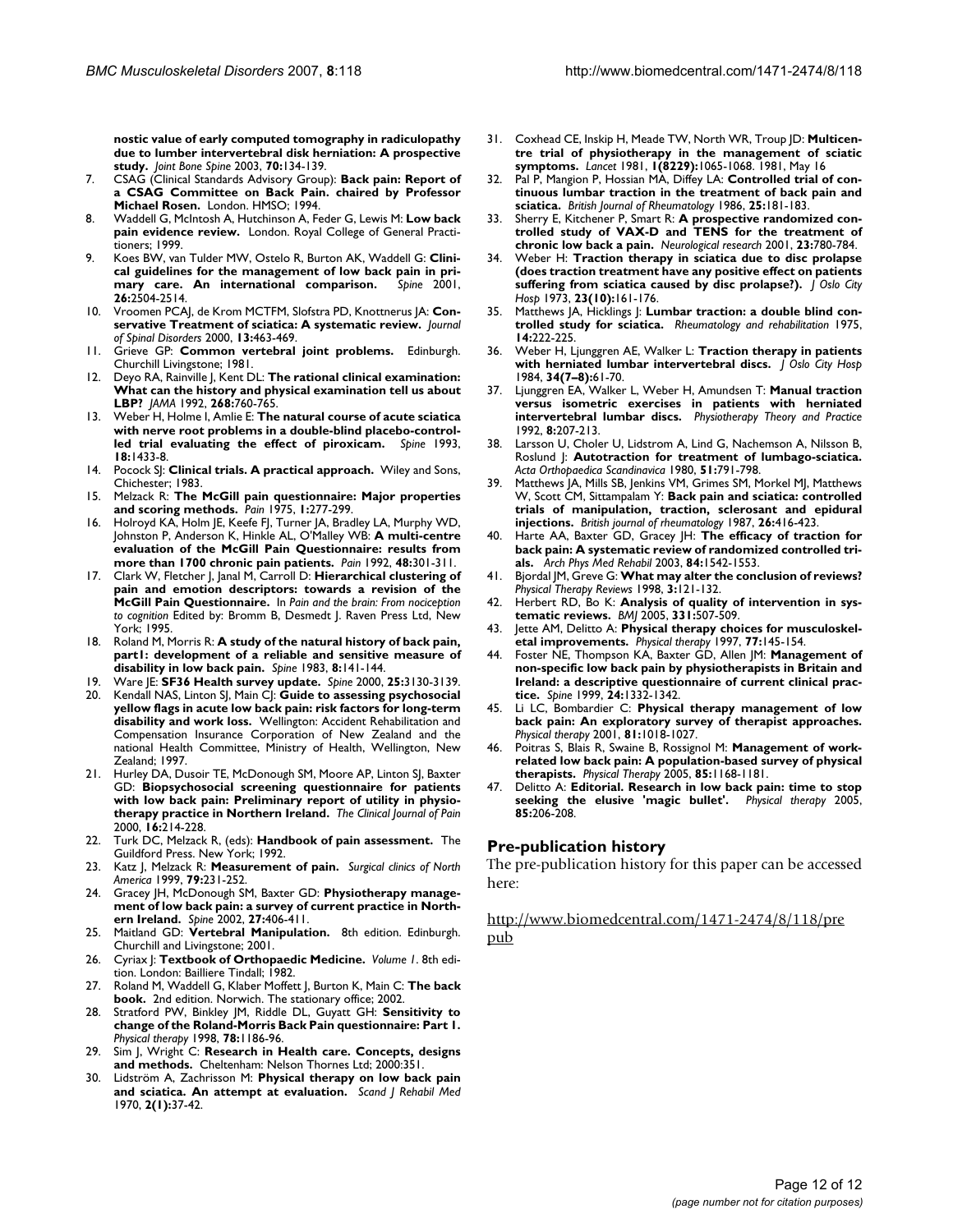**nostic value of early computed tomography in radiculopathy due to lumber intervertebral disk herniation: A prospective study.** *Joint Bone Spine* 2003, **70:**134-139.

7. CSAG (Clinical Standards Advisory Group): **Back pain: Report of a CSAG Committee on Back Pain. chaired by Professor Michael Rosen.** London. HMSO; 1994.
8. Waddell G, McIntosh A, Hutchinson A, Feder G, Lewis M: **Low back pain evidence review.** London. Royal College of General Practitioners; 1999.
9. Koes BW, van Tulder MW, Ostelo R, Burton AK, Waddell G: **Clinical guidelines for the management of low back pain in primary care. An international comparison.** *Spine* 2001, **26:**2504-2514.
10. Vroomen PCAJ, de Krom MCTFM, Slofstra PD, Knottnerus JA: **Conservative Treatment of sciatica: A systematic review.** *Journal of Spinal Disorders* 2000, **13:**463-469.
11. Grieve GP: **Common vertebral joint problems.** Edinburgh. Churchill Livingstone; 1981.
12. Deyo RA, Rainville J, Kent DL: **The rational clinical examination: What can the history and physical examination tell us about LBP?** *JAMA* 1992, **268:**760-765.
13. Weber H, Holme I, Amlie E: **The natural course of acute sciatica with nerve root problems in a double-blind placebo-controlled trial evaluating the effect of piroxicam.** *Spine* 1993, **18:**1433-8.
14. Pocock SJ: **Clinical trials. A practical approach.** Wiley and Sons, Chichester; 1983.
15. Melzack R: **The McGill pain questionnaire: Major properties and scoring methods.** *Pain* 1975, **1:**277-299.
16. Holroyd KA, Holm JE, Keefe FJ, Turner JA, Bradley LA, Murphy WD, Johnston P, Anderson K, Hinkle AL, O'Malley WB: **A multi-centre evaluation of the McGill Pain Questionnaire: results from more than 1700 chronic pain patients.** *Pain* 1992, **48:**301-311.
17. Clark W, Fletcher J, Janal M, Carroll D: **Hierarchical clustering of pain and emotion descriptors: towards a revision of the McGill Pain Questionnaire.** In *Pain and the brain: From nociception to cognition* Edited by: Bromm B, Desmedt J. Raven Press Ltd, New York; 1995.
18. Roland M, Morris R: **A study of the natural history of back pain, part1: development of a reliable and sensitive measure of disability in low back pain.** *Spine* 1983, **8:**141-144.
19. Ware JE: **SF36 Health survey update.** *Spine* 2000, **25:**3130-3139.
20. Kendall NAS, Linton SJ, Main CJ: **Guide to assessing psychosocial yellow flags in acute low back pain: risk factors for long-term disability and work loss.** Wellington: Accident Rehabilitation and Compensation Insurance Corporation of New Zealand and the national Health Committee, Ministry of Health, Wellington, New Zealand; 1997.
21. Hurley DA, Dusoir TE, McDonough SM, Moore AP, Linton SJ, Baxter GD: **Biopsychosocial screening questionnaire for patients with low back pain: Preliminary report of utility in physiotherapy practice in Northern Ireland.** *The Clinical Journal of Pain* 2000, **16:**214-228.
22. Turk DC, Melzack R, (eds): **Handbook of pain assessment.** The Guildford Press. New York; 1992.
23. Katz J, Melzack R: **Measurement of pain.** *Surgical clinics of North America* 1999, **79:**231-252.
24. Gracey JH, McDonough SM, Baxter GD: **Physiotherapy management of low back pain: a survey of current practice in Northern Ireland.** *Spine* 2002, **27:**406-411.
25. Maitland GD: **Vertebral Manipulation.** 8th edition. Edinburgh. Churchill and Livingstone; 2001.
26. Cyriax J: **Textbook of Orthopaedic Medicine.** *Volume 1*. 8th edition. London: Bailliere Tindall; 1982.
27. Roland M, Waddell G, Klaber Moffett J, Burton K, Main C: **The back book.** 2nd edition. Norwich. The stationary office; 2002.
28. Stratford PW, Binkley JM, Riddle DL, Guyatt GH: **Sensitivity to change of the Roland-Morris Back Pain questionnaire: Part 1.** *Physical therapy* 1998, **78:**1186-96.
29. Sim J, Wright C: **Research in Health care. Concepts, designs and methods.** Cheltenham: Nelson Thornes Ltd; 2000:351.
30. Lidström A, Zachrisson M: **Physical therapy on low back pain and sciatica. An attempt at evaluation.** *Scand J Rehabil Med* 1970, **2(1):**37-42.
31. Coxhead CE, Inskip H, Meade TW, North WR, Troup JD: **Multicentre trial of physiotherapy in the management of sciatic symptoms.** *Lancet* 1981, **1(8229):**1065-1068. 1981, May 16
32. Pal P, Mangion P, Hossian MA, Diffey LA: **Controlled trial of continuous lumbar traction in the treatment of back pain and sciatica.** *British Journal of Rheumatology* 1986, **25:**181-183.
33. Sherry E, Kitchener P, Smart R: **A prospective randomized controlled study of VAX-D and TENS for the treatment of chronic low back a pain.** *Neurological research* 2001, **23:**780-784.
34. Weber H: **Traction therapy in sciatica due to disc prolapse (does traction treatment have any positive effect on patients suffering from sciatica caused by disc prolapse?).** *J Oslo City Hosp* 1973, **23(10):**161-176.
35. Matthews JA, Hicklings J: **Lumbar traction: a double blind controlled study for sciatica.** *Rheumatology and rehabilitation* 1975, **14:**222-225.
36. Weber H, Ljunggren AE, Walker L: **Traction therapy in patients with herniated lumbar intervertebral discs.** *J Oslo City Hosp* 1984, **34(7–8):**61-70.
37. Ljunggren EA, Walker L, Weber H, Amundsen T: **Manual traction versus isometric exercises in patients with herniated intervertebral lumbar discs.** *Physiotherapy Theory and Practice* 1992, **8:**207-213.
38. Larsson U, Choler U, Lidstrom A, Lind G, Nachemson A, Nilsson B, Roslund J: **Autotraction for treatment of lumbago-sciatica.** *Acta Orthopaedica Scandinavica* 1980, **51:**791-798.
39. Matthews JA, Mills SB, Jenkins VM, Grimes SM, Morkel MJ, Matthews W, Scott CM, Sittampalam Y: **Back pain and sciatica: controlled trials of manipulation, traction, sclerosant and epidural injections.** *British journal of rheumatology* 1987, **26:**416-423.
40. Harte AA, Baxter GD, Gracey JH: **The efficacy of traction for back pain: A systematic review of randomized controlled trials.** *Arch Phys Med Rehabil* 2003, **84:**1542-1553.
41. Bjordal JM, Greve G: **What may alter the conclusion of reviews?** *Physical Therapy Reviews* 1998, **3:**121-132.
42. Herbert RD, Bo K: **Analysis of quality of intervention in systematic reviews.** *BMJ* 2005, **331:**507-509.
43. Jette AM, Delitto A: **Physical therapy choices for musculoskeletal improvements.** *Physical therapy* 1997, **77:**145-154.
44. Foster NE, Thompson KA, Baxter GD, Allen JM: **Management of non-specific low back pain by physiotherapists in Britain and Ireland: a descriptive questionnaire of current clinical practice.** *Spine* 1999, **24:**1332-1342.
45. Li LC, Bombardier C: **Physical therapy management of low back pain: An exploratory survey of therapist approaches.** *Physical therapy* 2001, **81:**1018-1027.
46. Poitras S, Blais R, Swaine B, Rossignol M: **Management of work-related low back pain: A population-based survey of physical therapists.** *Physical Therapy* 2005, **85:**1168-1181.
47. Delitto A: **Editorial. Research in low back pain: time to stop seeking the elusive 'magic bullet'.** *Physical therapy* 2005, **85:**206-208.

## Pre-publication history

The pre-publication history for this paper can be accessed here:

http://www.biomedcentral.com/1471-2474/8/118/prepub